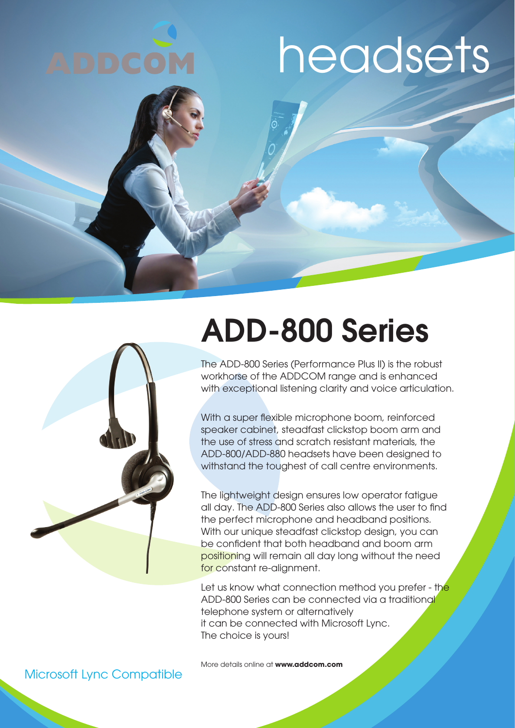ADDCOM

# headsets

## ADD-800 Series

The ADD-800 Series (Performance Plus II) is the robust workhorse of the ADDCOM range and is enhanced with exceptional listening clarity and voice articulation.

With a super flexible microphone boom, reinforced speaker cabinet, steadfast clickstop boom arm and the use of stress and scratch resistant materials, the ADD-800/ADD-880 headsets have been designed to withstand the toughest of call centre environments.

The lightweight design ensures low operator fatigue all day. The ADD-800 Series also allows the user to find the perfect microphone and headband positions. With our unique steadfast clickstop design, you can be confident that both headband and boom arm positioning will remain all day long without the need for constant re-alignment.

Let us know what connection method you prefer - the ADD-800 Series can be connected via a traditional telephone system or alternatively it can be connected with Microsoft Lync. The choice is yours!

More details online at **www.addcom.com**

Microsoft Lync Compatible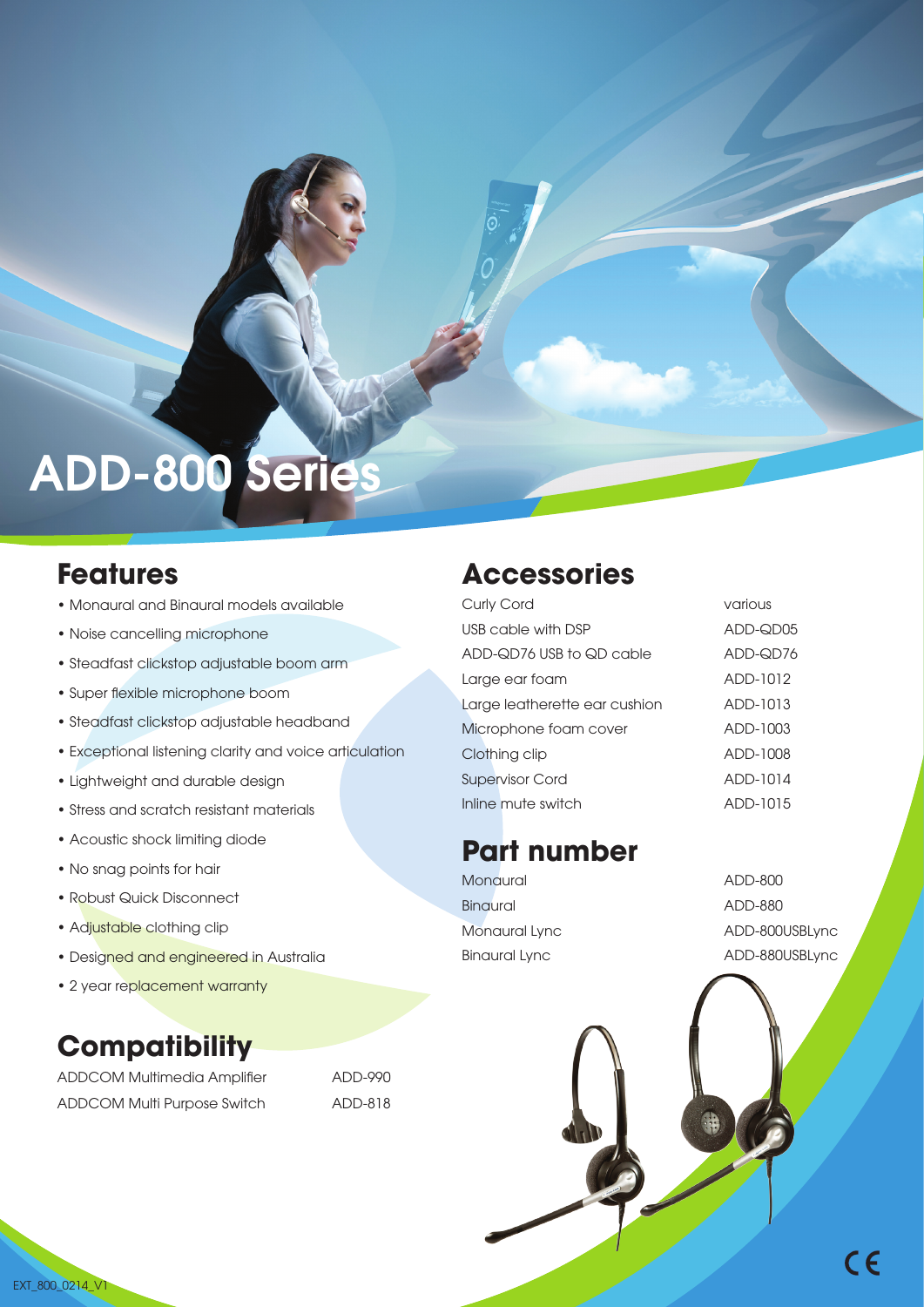# ADD-800 Series

## Features

- Monaural and Binaural models available
- Noise cancelling microphone
- Steadfast clickstop adjustable boom arm
- Super flexible microphone boom
- Steadfast clickstop adjustable headband
- Exceptional listening clarity and voice articulation
- Lightweight and durable design
- Stress and scratch resistant materials
- Acoustic shock limiting diode
- No snag points for hair
- Robust Quick Disconnect
- Adjustable clothing clip
- Designed and engineered in Australia
- 2 year replacement warranty

## Compatibility

| | |
|---|---|
| ADDCOM Multimedia Amplifier | ADD-990 |
| ADDCOM Multi Purpose Switch | ADD-818 |

## Accessories

| | |
|---|---|
| Curly Cord | various |
| USB cable with DSP | ADD-QD05 |
| ADD-QD76 USB to QD cable | ADD-QD76 |
| Large ear foam | ADD-1012 |
| Large leatherette ear cushion | ADD-1013 |
| Microphone foam cover | ADD-1003 |
| Clothing clip | ADD-1008 |
| Supervisor Cord | ADD-1014 |
| Inline mute switch | ADD-1015 |

## Part number

| | |
|---|---|
| Monaural | ADD-800 |
| Binaural | ADD-880 |
| Monaural Lync | ADD-800USBLync |
| Binaural Lync | ADD-880USBLync |

EXT_800_0214_V1